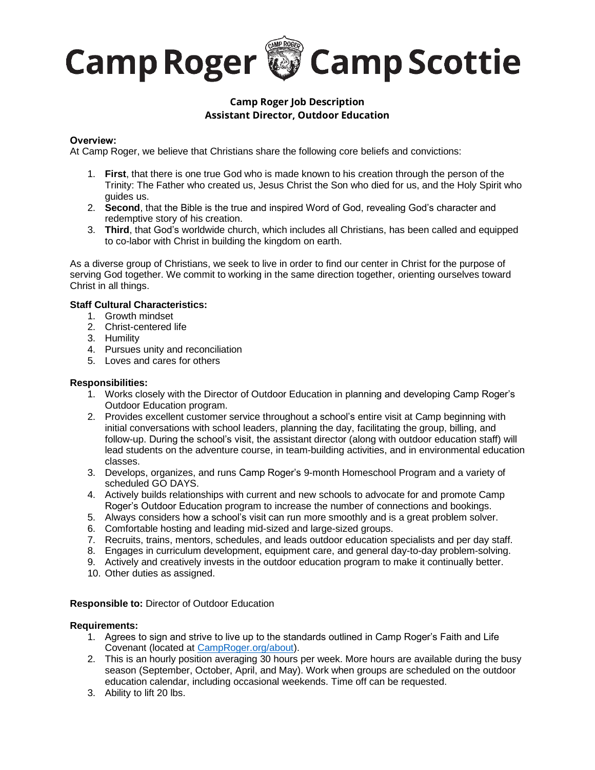# Camp Roger Camp Scottie

## Camp Roger Job Description
## Assistant Director, Outdoor Education

**Overview:**
At Camp Roger, we believe that Christians share the following core beliefs and convictions:

1. **First**, that there is one true God who is made known to his creation through the person of the Trinity: The Father who created us, Jesus Christ the Son who died for us, and the Holy Spirit who guides us.
2. **Second**, that the Bible is the true and inspired Word of God, revealing God's character and redemptive story of his creation.
3. **Third**, that God's worldwide church, which includes all Christians, has been called and equipped to co-labor with Christ in building the kingdom on earth.

As a diverse group of Christians, we seek to live in order to find our center in Christ for the purpose of serving God together. We commit to working in the same direction together, orienting ourselves toward Christ in all things.

**Staff Cultural Characteristics:**
1. Growth mindset
2. Christ-centered life
3. Humility
4. Pursues unity and reconciliation
5. Loves and cares for others

**Responsibilities:**
1. Works closely with the Director of Outdoor Education in planning and developing Camp Roger's Outdoor Education program.
2. Provides excellent customer service throughout a school's entire visit at Camp beginning with initial conversations with school leaders, planning the day, facilitating the group, billing, and follow-up. During the school's visit, the assistant director (along with outdoor education staff) will lead students on the adventure course, in team-building activities, and in environmental education classes.
3. Develops, organizes, and runs Camp Roger's 9-month Homeschool Program and a variety of scheduled GO DAYS.
4. Actively builds relationships with current and new schools to advocate for and promote Camp Roger's Outdoor Education program to increase the number of connections and bookings.
5. Always considers how a school's visit can run more smoothly and is a great problem solver.
6. Comfortable hosting and leading mid-sized and large-sized groups.
7. Recruits, trains, mentors, schedules, and leads outdoor education specialists and per day staff.
8. Engages in curriculum development, equipment care, and general day-to-day problem-solving.
9. Actively and creatively invests in the outdoor education program to make it continually better.
10. Other duties as assigned.

**Responsible to:** Director of Outdoor Education

**Requirements:**
1. Agrees to sign and strive to live up to the standards outlined in Camp Roger's Faith and Life Covenant (located at [CampRoger.org/about](CampRoger.org/about)).
2. This is an hourly position averaging 30 hours per week. More hours are available during the busy season (September, October, April, and May). Work when groups are scheduled on the outdoor education calendar, including occasional weekends. Time off can be requested.
3. Ability to lift 20 lbs.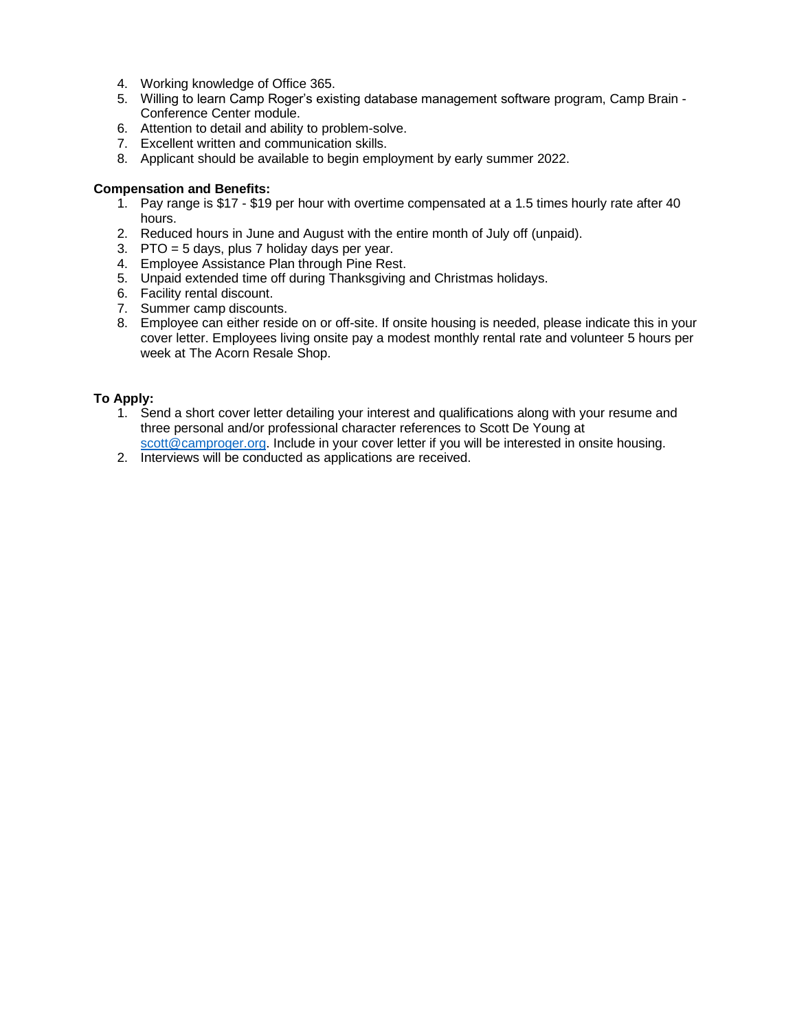4. Working knowledge of Office 365.
5. Willing to learn Camp Roger's existing database management software program, Camp Brain - Conference Center module.
6. Attention to detail and ability to problem-solve.
7. Excellent written and communication skills.
8. Applicant should be available to begin employment by early summer 2022.

**Compensation and Benefits:**

1. Pay range is $17 - $19 per hour with overtime compensated at a 1.5 times hourly rate after 40 hours.
2. Reduced hours in June and August with the entire month of July off (unpaid).
3. PTO = 5 days, plus 7 holiday days per year.
4. Employee Assistance Plan through Pine Rest.
5. Unpaid extended time off during Thanksgiving and Christmas holidays.
6. Facility rental discount.
7. Summer camp discounts.
8. Employee can either reside on or off-site. If onsite housing is needed, please indicate this in your cover letter. Employees living onsite pay a modest monthly rental rate and volunteer 5 hours per week at The Acorn Resale Shop.

**To Apply:**

1. Send a short cover letter detailing your interest and qualifications along with your resume and three personal and/or professional character references to Scott De Young at scott@camproger.org. Include in your cover letter if you will be interested in onsite housing.
2. Interviews will be conducted as applications are received.